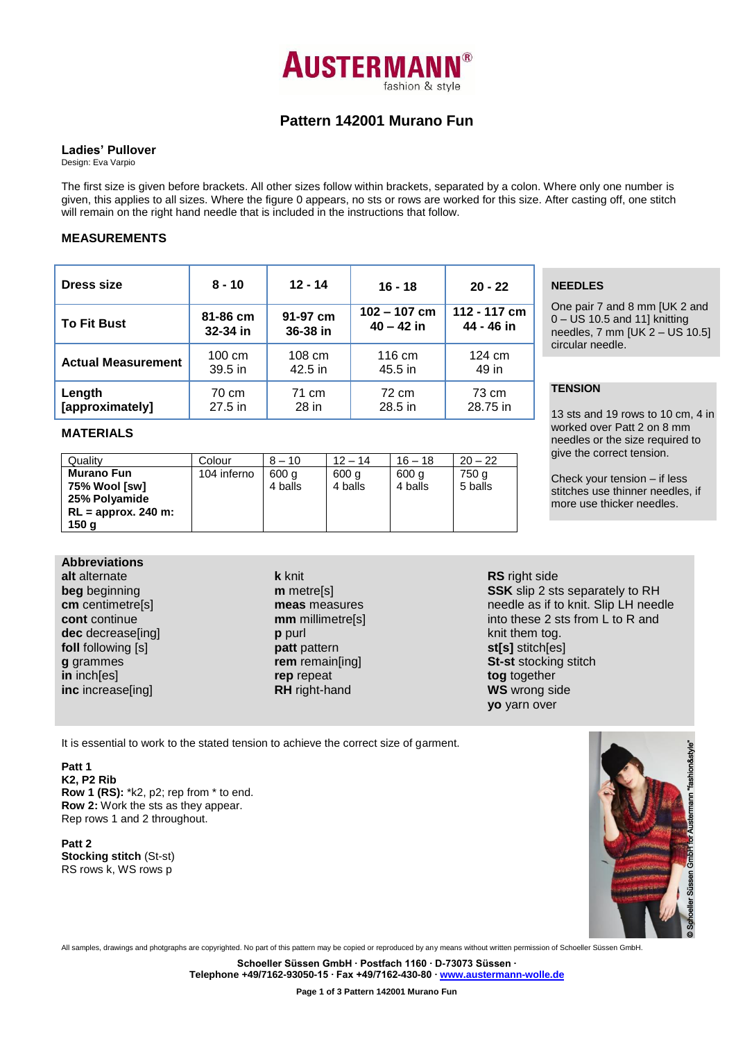# Pattern 142001 Murano Fun

## Ladies' Pullover

Design: Eva Varpio

The first size is given before brackets. All other sizes follow within brackets, separated by a colon. Where only one number is given, this applies to all sizes. Where the figure 0 appears, no sts or rows are worked for this size. After casting off, one stitch will remain on the right hand needle that is included in the instructions that follow.

## MEASUREMENTS

| Dress size | 8 - 10 | 12 - 14 | 16 - 18 | 20 - 22 |
|---|---|---|---|---|
| To Fit Bust | 81-86 cm 32-34 in | 91-97 cm 36-38 in | 102 – 107 cm 40 – 42 in | 112 - 117 cm 44 - 46 in |
| Actual Measurement | 100 cm 39.5 in | 108 cm 42.5 in | 116 cm 45.5 in | 124 cm 49 in |
| Length [approximately] | 70 cm 27.5 in | 71 cm 28 in | 72 cm 28.5 in | 73 cm 28.75 in |

## MATERIALS

| Quality | Colour | 8 – 10 | 12 – 14 | 16 – 18 | 20 – 22 |
|---|---|---|---|---|---|
| **Murano Fun 75% Wool [sw] 25% Polyamide RL = approx. 240 m: 150 g** | 104 inferno | 600 g 4 balls | 600 g 4 balls | 600 g 4 balls | 750 g 5 balls |

## NEEDLES

One pair 7 and 8 mm [UK 2 and 0 – US 10.5 and 11] knitting needles, 7 mm [UK 2 – US 10.5] circular needle.

## TENSION

13 sts and 19 rows to 10 cm, 4 in worked over Patt 2 on 8 mm needles or the size required to give the correct tension.

Check your tension – if less stitches use thinner needles, if more use thicker needles.

## Abbreviations

**alt** alternate
**beg** beginning
**cm** centimetre[s]
**cont** continue
**dec** decrease[ing]
**foll** following [s]
**g** grammes
**in** inch[es]
**inc** increase[ing]
**k** knit
**m** metre[s]
**meas** measures
**mm** millimetre[s]
**p** purl
**patt** pattern
**rem** remain[ing]
**rep** repeat
**RH** right-hand
**RS** right side
**SSK** slip 2 sts separately to RH needle as if to knit. Slip LH needle into these 2 sts from L to R and knit them tog.
**st[s]** stitch[es]
**St-st** stocking stitch
**tog** together
**WS** wrong side
**yo** yarn over

It is essential to work to the stated tension to achieve the correct size of garment.

**Patt 1**
**K2, P2 Rib**
**Row 1 (RS):** *k2, p2; rep from * to end.
**Row 2:** Work the sts as they appear.
Rep rows 1 and 2 throughout.

**Patt 2**
**Stocking stitch** (St-st)
RS rows k, WS rows p

© Schoeller Süssen GmbH for Austermann "fashion&style"

All samples, drawings and photgraphs are copyrighted. No part of this pattern may be copied or reproduced by any means without written permission of Schoeller Süssen GmbH.

**Schoeller Süssen GmbH · Postfach 1160 · D-73073 Süssen · Telephone +49/7162-93050-15 · Fax +49/7162-430-80 · www.austermann-wolle.de**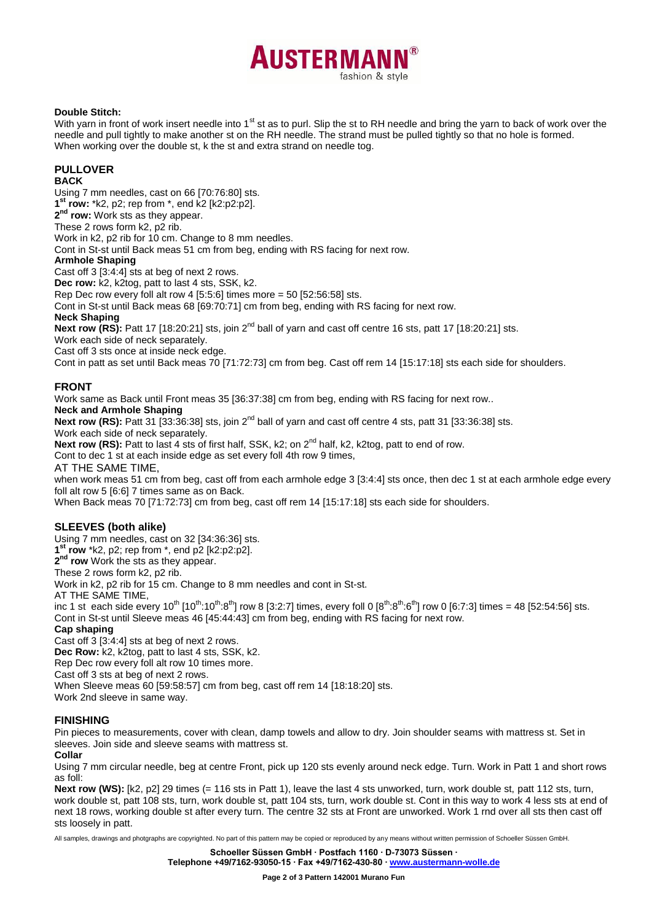**Double Stitch:**
With yarn in front of work insert needle into 1st st as to purl. Slip the st to RH needle and bring the yarn to back of work over the needle and pull tightly to make another st on the RH needle. The strand must be pulled tightly so that no hole is formed.
When working over the double st, k the st and extra strand on needle tog.

## PULLOVER

### BACK

Using 7 mm needles, cast on 66 [70:76:80] sts.
**1st row:** *k2, p2; rep from *, end k2 [k2:p2:p2].
**2nd row:** Work sts as they appear.
These 2 rows form k2, p2 rib.
Work in k2, p2 rib for 10 cm. Change to 8 mm needles.
Cont in St-st until Back meas 51 cm from beg, ending with RS facing for next row.

**Armhole Shaping**
Cast off 3 [3:4:4] sts at beg of next 2 rows.
**Dec row:** k2, k2tog, patt to last 4 sts, SSK, k2.
Rep Dec row every foll alt row 4 [5:5:6] times more = 50 [52:56:58] sts.
Cont in St-st until Back meas 68 [69:70:71] cm from beg, ending with RS facing for next row.

**Neck Shaping**
**Next row (RS):** Patt 17 [18:20:21] sts, join 2nd ball of yarn and cast off centre 16 sts, patt 17 [18:20:21] sts.
Work each side of neck separately.
Cast off 3 sts once at inside neck edge.
Cont in patt as set until Back meas 70 [71:72:73] cm from beg. Cast off rem 14 [15:17:18] sts each side for shoulders.

### FRONT

Work same as Back until Front meas 35 [36:37:38] cm from beg, ending with RS facing for next row..

**Neck and Armhole Shaping**
**Next row (RS):** Patt 31 [33:36:38] sts, join 2nd ball of yarn and cast off centre 4 sts, patt 31 [33:36:38] sts.
Work each side of neck separately.
**Next row (RS):** Patt to last 4 sts of first half, SSK, k2; on 2nd half, k2, k2tog, patt to end of row.
Cont to dec 1 st at each inside edge as set every foll 4th row 9 times,
AT THE SAME TIME,
when work meas 51 cm from beg, cast off from each armhole edge 3 [3:4:4] sts once, then dec 1 st at each armhole edge every foll alt row 5 [6:6] 7 times same as on Back.
When Back meas 70 [71:72:73] cm from beg, cast off rem 14 [15:17:18] sts each side for shoulders.

### SLEEVES (both alike)

Using 7 mm needles, cast on 32 [34:36:36] sts.
**1st row** *k2, p2; rep from *, end p2 [k2:p2:p2].
**2nd row** Work the sts as they appear.
These 2 rows form k2, p2 rib.
Work in k2, p2 rib for 15 cm. Change to 8 mm needles and cont in St-st.
AT THE SAME TIME,
inc 1 st each side every 10th [10th:10th:8th] row 8 [3:2:7] times, every foll 0 [8th:8th:6th] row 0 [6:7:3] times = 48 [52:54:56] sts.
Cont in St-st until Sleeve meas 46 [45:44:43] cm from beg, ending with RS facing for next row.

**Cap shaping**
Cast off 3 [3:4:4] sts at beg of next 2 rows.
**Dec Row:** k2, k2tog, patt to last 4 sts, SSK, k2.
Rep Dec row every foll alt row 10 times more.
Cast off 3 sts at beg of next 2 rows.
When Sleeve meas 60 [59:58:57] cm from beg, cast off rem 14 [18:18:20] sts.
Work 2nd sleeve in same way.

### FINISHING

Pin pieces to measurements, cover with clean, damp towels and allow to dry. Join shoulder seams with mattress st. Set in sleeves. Join side and sleeve seams with mattress st.

**Collar**
Using 7 mm circular needle, beg at centre Front, pick up 120 sts evenly around neck edge. Turn. Work in Patt 1 and short rows as foll:
**Next row (WS):** [k2, p2] 29 times (= 116 sts in Patt 1), leave the last 4 sts unworked, turn, work double st, patt 112 sts, turn, work double st, patt 108 sts, turn, work double st, patt 104 sts, turn, work double st. Cont in this way to work 4 less sts at end of next 18 rows, working double st after every turn. The centre 32 sts at Front are unworked. Work 1 rnd over all sts then cast off sts loosely in patt.

All samples, drawings and photgraphs are copyrighted. No part of this pattern may be copied or reproduced by any means without written permission of Schoeller Süssen GmbH.

Schoeller Süssen GmbH · Postfach 1160 · D-73073 Süssen ·
Telephone +49/7162-93050-15 · Fax +49/7162-430-80 · www.austermann-wolle.de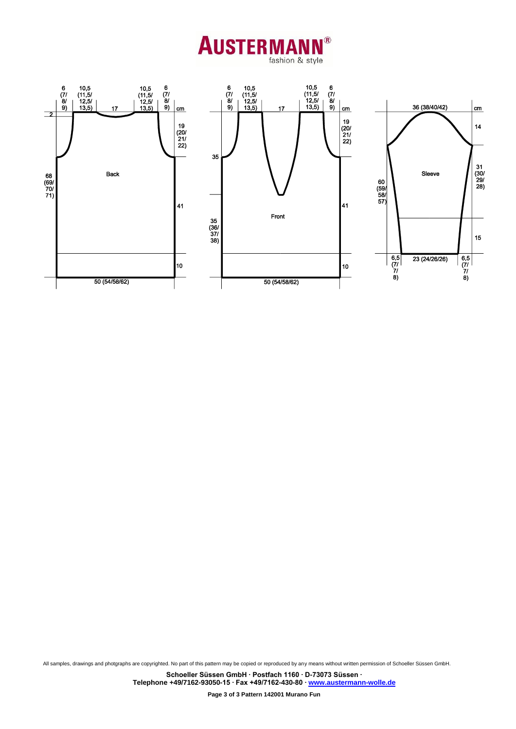AUSTERMANN®
fashion & style

Back

6 (7/ 8/ 9)
10,5 (11,5/ 12,5/ 13,5)
17
10,5 (11,5/ 12,5/ 13,5)
6 (7/ 8/ 9)
cm
2
19 (20/ 21/ 22)
68 (69/ 70/ 71)
41
10
50 (54/58/62)

Front

6 (7/ 8/ 9)
10,5 (11,5/ 12,5/ 13,5)
17
10,5 (11,5/ 12,5/ 13,5)
6 (7/ 8/ 9)
cm
19 (20/ 21/ 22)
35
35 (36/ 37/ 38)
41
10
50 (54/58/62)

Sleeve

36 (38/40/42)
cm
14
31 (30/ 29/ 28)
60 (59/ 58/ 57)
15
6,5 (7/ 7/ 8)
23 (24/26/26)
6,5 (7/ 7/ 8)

All samples, drawings and photgraphs are copyrighted. No part of this pattern may be copied or reproduced by any means without written permission of Schoeller Süssen GmbH.

**Schoeller Süssen GmbH · Postfach 1160 · D-73073 Süssen ·**
**Telephone +49/7162-93050-15 · Fax +49/7162-430-80 · www.austermann-wolle.de**

**Page 3 of 3 Pattern 142001 Murano Fun**